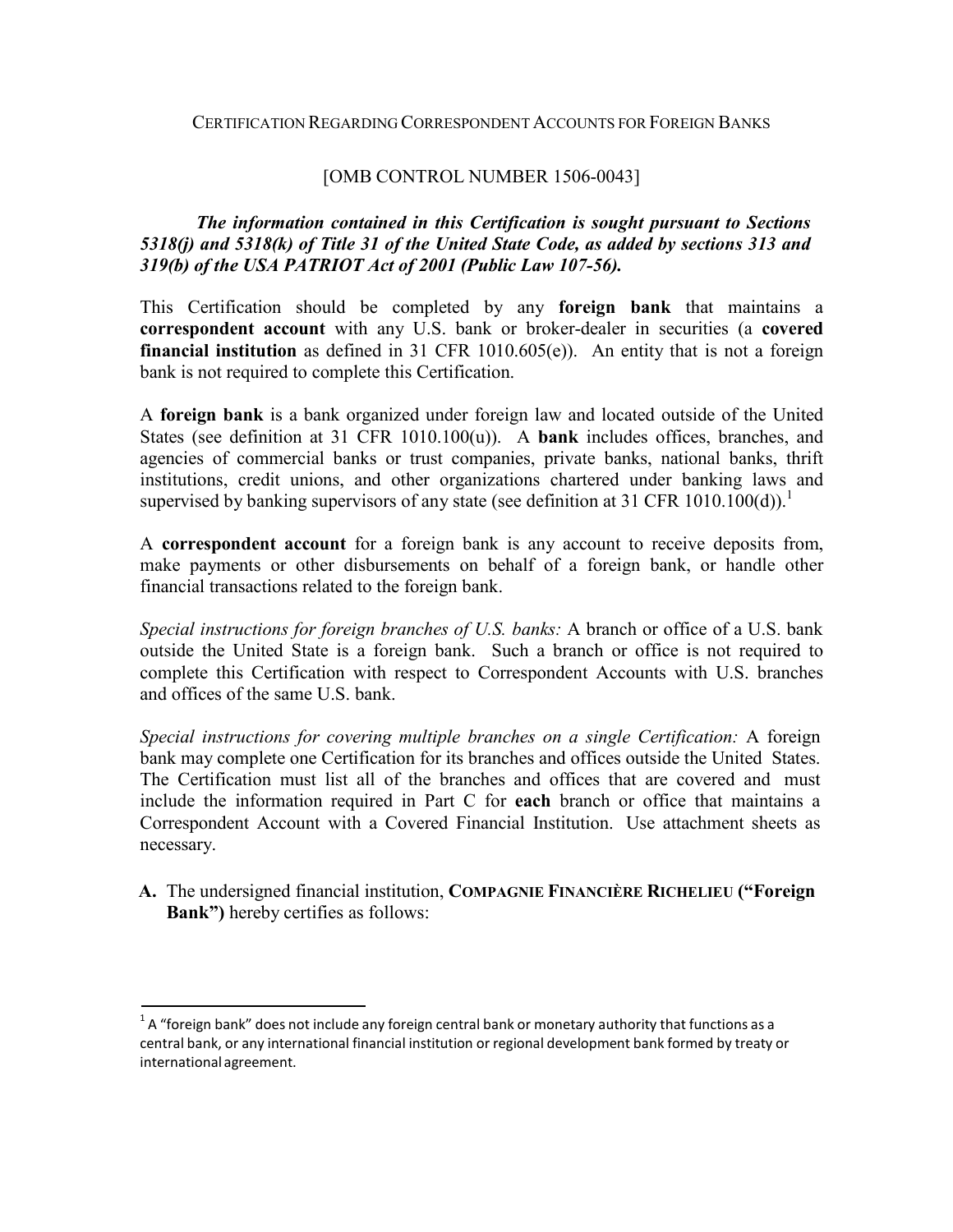CERTIFICATION REGARDING CORRESPONDENT ACCOUNTS FOR FOREIGN BANKS

[OMB CONTROL NUMBER 1506-0043]

***The information contained in this Certification is sought pursuant to Sections 5318(j) and 5318(k) of Title 31 of the United State Code, as added by sections 313 and 319(b) of the USA PATRIOT Act of 2001 (Public Law 107-56).***

This Certification should be completed by any **foreign bank** that maintains a **correspondent account** with any U.S. bank or broker-dealer in securities (a **covered financial institution** as defined in 31 CFR 1010.605(e)). An entity that is not a foreign bank is not required to complete this Certification.

A **foreign bank** is a bank organized under foreign law and located outside of the United States (see definition at 31 CFR 1010.100(u)). A **bank** includes offices, branches, and agencies of commercial banks or trust companies, private banks, national banks, thrift institutions, credit unions, and other organizations chartered under banking laws and supervised by banking supervisors of any state (see definition at 31 CFR 1010.100(d)).[1]

A **correspondent account** for a foreign bank is any account to receive deposits from, make payments or other disbursements on behalf of a foreign bank, or handle other financial transactions related to the foreign bank.

*Special instructions for foreign branches of U.S. banks:* A branch or office of a U.S. bank outside the United State is a foreign bank. Such a branch or office is not required to complete this Certification with respect to Correspondent Accounts with U.S. branches and offices of the same U.S. bank.

*Special instructions for covering multiple branches on a single Certification:* A foreign bank may complete one Certification for its branches and offices outside the United States. The Certification must list all of the branches and offices that are covered and must include the information required in Part C for **each** branch or office that maintains a Correspondent Account with a Covered Financial Institution. Use attachment sheets as necessary.

**A.** The undersigned financial institution, **COMPAGNIE FINANCIÈRE RICHELIEU ("Foreign Bank")** hereby certifies as follows:

---

[1] A "foreign bank" does not include any foreign central bank or monetary authority that functions as a central bank, or any international financial institution or regional development bank formed by treaty or international agreement.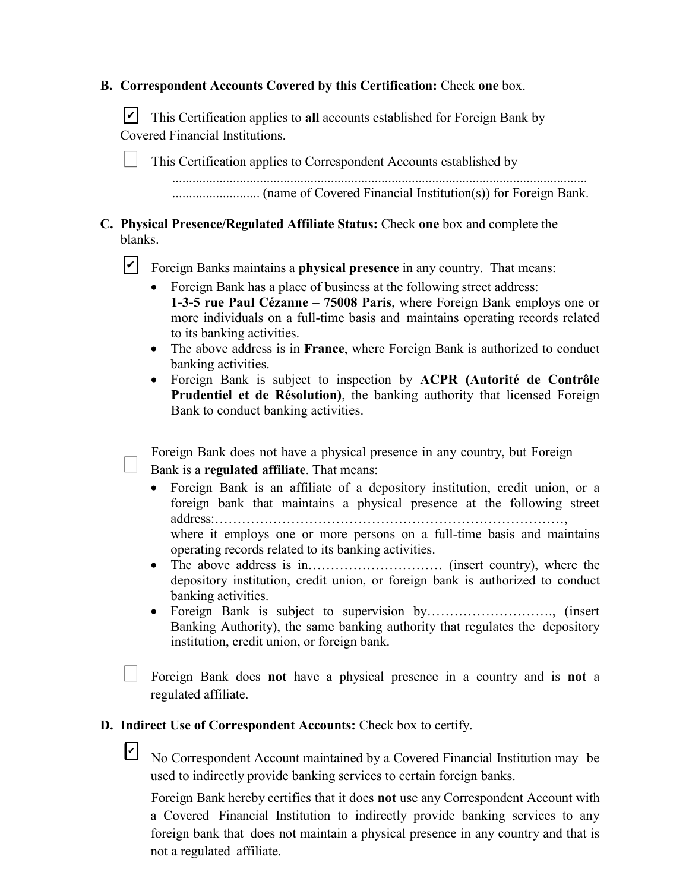**B. Correspondent Accounts Covered by this Certification:** Check **one** box.

☑ This Certification applies to **all** accounts established for Foreign Bank by Covered Financial Institutions.

☐ This Certification applies to Correspondent Accounts established by ........................................................................................................................... .......................... (name of Covered Financial Institution(s)) for Foreign Bank.

**C. Physical Presence/Regulated Affiliate Status:** Check **one** box and complete the blanks.

☑ Foreign Banks maintains a **physical presence** in any country. That means:

- Foreign Bank has a place of business at the following street address: **1-3-5 rue Paul Cézanne – 75008 Paris**, where Foreign Bank employs one or more individuals on a full-time basis and maintains operating records related to its banking activities.
- The above address is in **France**, where Foreign Bank is authorized to conduct banking activities.
- Foreign Bank is subject to inspection by **ACPR (Autorité de Contrôle Prudentiel et de Résolution)**, the banking authority that licensed Foreign Bank to conduct banking activities.

☐ Foreign Bank does not have a physical presence in any country, but Foreign Bank is a **regulated affiliate**. That means:

- Foreign Bank is an affiliate of a depository institution, credit union, or a foreign bank that maintains a physical presence at the following street address:……………………………………………………………………., where it employs one or more persons on a full-time basis and maintains operating records related to its banking activities.
- The above address is in………………………… (insert country), where the depository institution, credit union, or foreign bank is authorized to conduct banking activities.
- Foreign Bank is subject to supervision by………………………., (insert Banking Authority), the same banking authority that regulates the depository institution, credit union, or foreign bank.

☐ Foreign Bank does **not** have a physical presence in a country and is **not** a regulated affiliate.

**D. Indirect Use of Correspondent Accounts:** Check box to certify.

☑ No Correspondent Account maintained by a Covered Financial Institution may be used to indirectly provide banking services to certain foreign banks.

Foreign Bank hereby certifies that it does **not** use any Correspondent Account with a Covered Financial Institution to indirectly provide banking services to any foreign bank that does not maintain a physical presence in any country and that is not a regulated affiliate.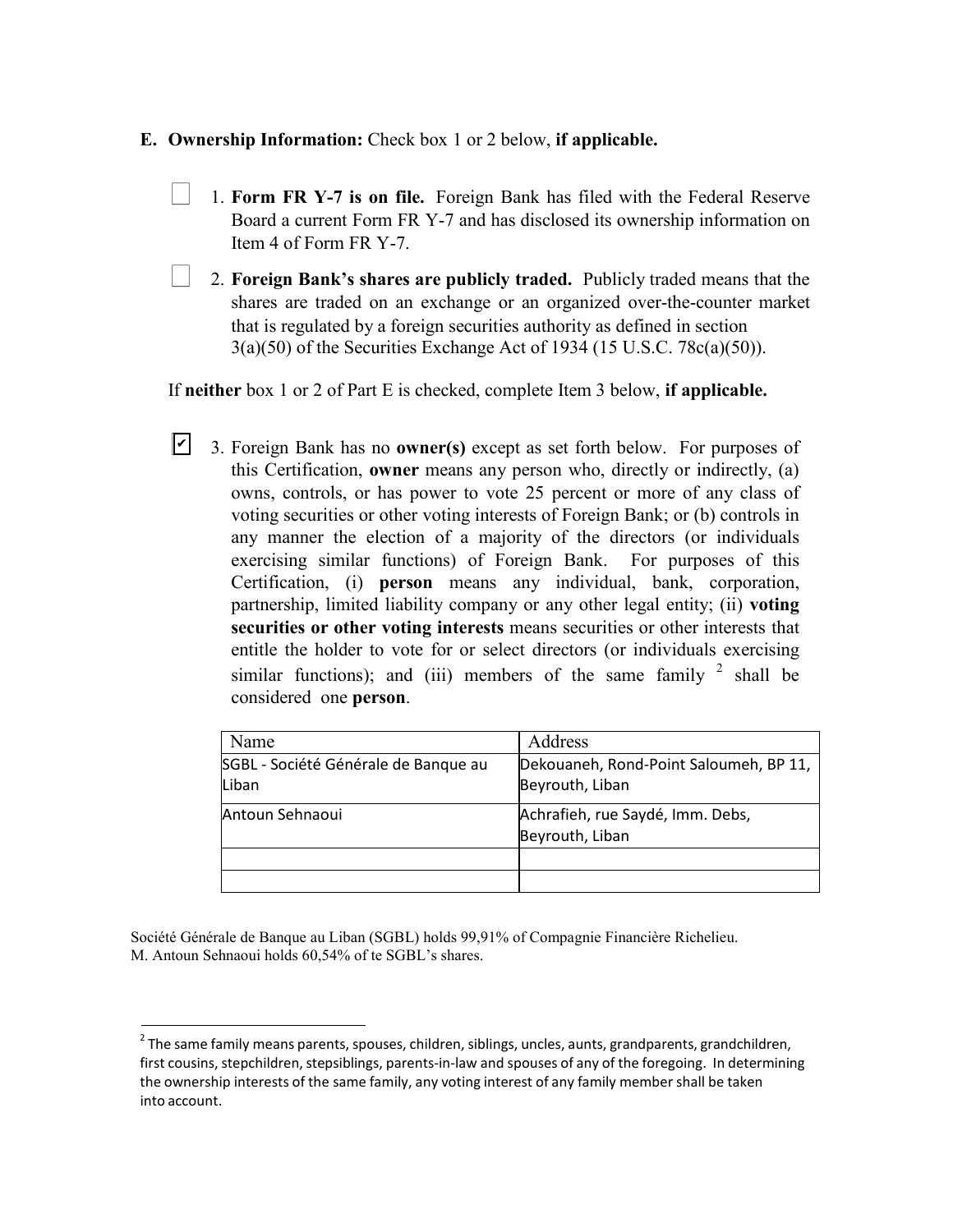**E. Ownership Information:** Check box 1 or 2 below, **if applicable.**

☐ 1. **Form FR Y-7 is on file.** Foreign Bank has filed with the Federal Reserve Board a current Form FR Y-7 and has disclosed its ownership information on Item 4 of Form FR Y-7.

☐ 2. **Foreign Bank's shares are publicly traded.** Publicly traded means that the shares are traded on an exchange or an organized over-the-counter market that is regulated by a foreign securities authority as defined in section 3(a)(50) of the Securities Exchange Act of 1934 (15 U.S.C. 78c(a)(50)).

If **neither** box 1 or 2 of Part E is checked, complete Item 3 below, **if applicable.**

☑ 3. Foreign Bank has no **owner(s)** except as set forth below. For purposes of this Certification, **owner** means any person who, directly or indirectly, (a) owns, controls, or has power to vote 25 percent or more of any class of voting securities or other voting interests of Foreign Bank; or (b) controls in any manner the election of a majority of the directors (or individuals exercising similar functions) of Foreign Bank. For purposes of this Certification, (i) **person** means any individual, bank, corporation, partnership, limited liability company or any other legal entity; (ii) **voting securities or other voting interests** means securities or other interests that entitle the holder to vote for or select directors (or individuals exercising similar functions); and (iii) members of the same family [2] shall be considered one **person**.

| Name | Address |
|---|---|
| SGBL - Société Générale de Banque au Liban | Dekouaneh, Rond-Point Saloumeh, BP 11, Beyrouth, Liban |
| Antoun Sehnaoui | Achrafieh, rue Saydé, Imm. Debs, Beyrouth, Liban |
| | |
| | |

Société Générale de Banque au Liban (SGBL) holds 99,91% of Compagnie Financière Richelieu.
M. Antoun Sehnaoui holds 60,54% of te SGBL's shares.

[2] The same family means parents, spouses, children, siblings, uncles, aunts, grandparents, grandchildren, first cousins, stepchildren, stepsiblings, parents-in-law and spouses of any of the foregoing. In determining the ownership interests of the same family, any voting interest of any family member shall be taken into account.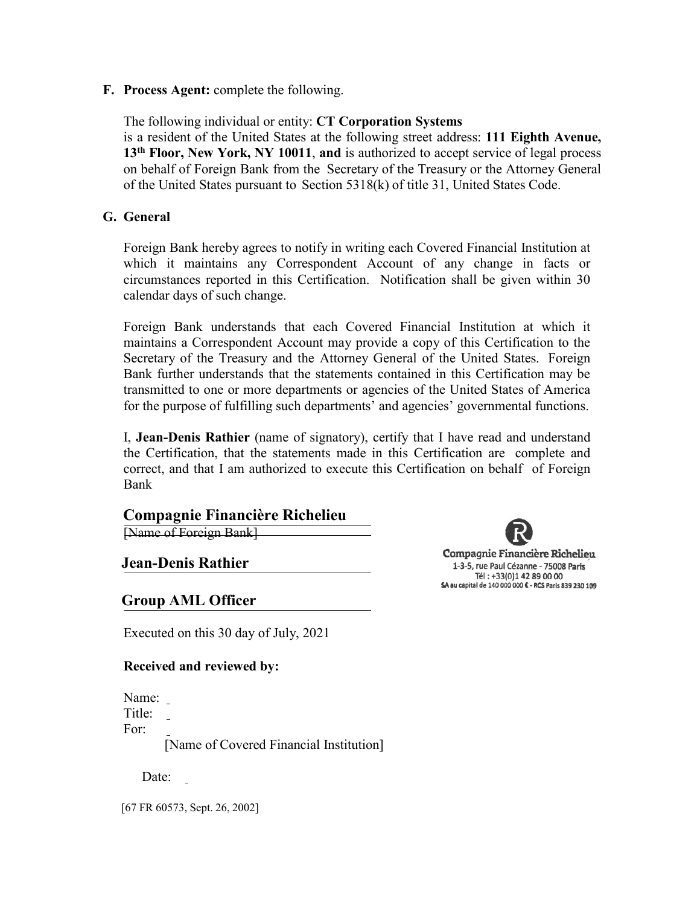**F. Process Agent:** complete the following.

The following individual or entity: **CT Corporation Systems**
is a resident of the United States at the following street address: **111 Eighth Avenue, 13th Floor, New York, NY 10011**, **and** is authorized to accept service of legal process on behalf of Foreign Bank from the Secretary of the Treasury or the Attorney General of the United States pursuant to Section 5318(k) of title 31, United States Code.

**G. General**

Foreign Bank hereby agrees to notify in writing each Covered Financial Institution at which it maintains any Correspondent Account of any change in facts or circumstances reported in this Certification. Notification shall be given within 30 calendar days of such change.

Foreign Bank understands that each Covered Financial Institution at which it maintains a Correspondent Account may provide a copy of this Certification to the Secretary of the Treasury and the Attorney General of the United States. Foreign Bank further understands that the statements contained in this Certification may be transmitted to one or more departments or agencies of the United States of America for the purpose of fulfilling such departments' and agencies' governmental functions.

I, **Jean-Denis Rathier** (name of signatory), certify that I have read and understand the Certification, that the statements made in this Certification are complete and correct, and that I am authorized to execute this Certification on behalf of Foreign Bank

**Compagnie Financière Richelieu**
~~[Name of Foreign Bank]~~

**Jean-Denis Rathier**

**Group AML Officer**

Compagnie Financière Richelieu
1-3-5, rue Paul Cézanne - 75008 Paris
Tél : +33(0)1 42 89 00 00
SA au capital de 140 000 000 € - RCS Paris 839 230 109

Executed on this 30 day of July, 2021

**Received and reviewed by:**

Name:
Title:
For:
[Name of Covered Financial Institution]

Date:

[67 FR 60573, Sept. 26, 2002]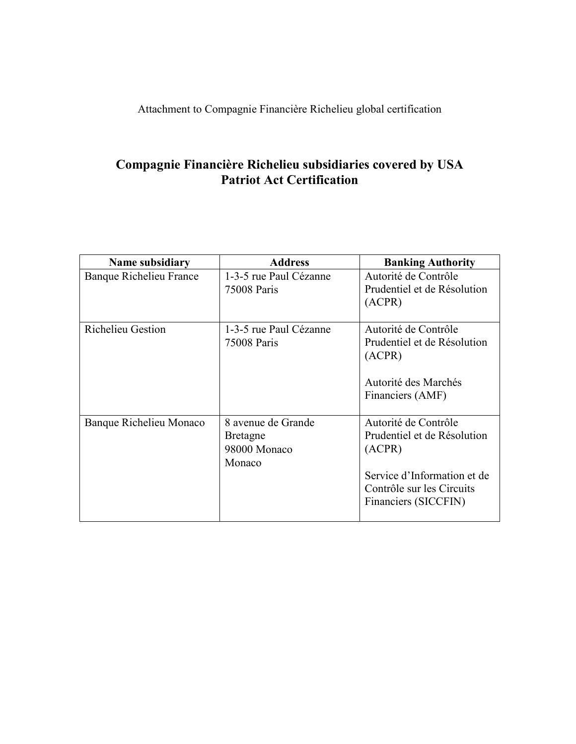Attachment to Compagnie Financière Richelieu global certification

## Compagnie Financière Richelieu subsidiaries covered by USA Patriot Act Certification

| Name subsidiary | Address | Banking Authority |
| --- | --- | --- |
| Banque Richelieu France | 1-3-5 rue Paul Cézanne<br>75008 Paris | Autorité de Contrôle Prudentiel et de Résolution (ACPR) |
| Richelieu Gestion | 1-3-5 rue Paul Cézanne<br>75008 Paris | Autorité de Contrôle Prudentiel et de Résolution (ACPR)<br><br>Autorité des Marchés Financiers (AMF) |
| Banque Richelieu Monaco | 8 avenue de Grande Bretagne<br>98000 Monaco<br>Monaco | Autorité de Contrôle Prudentiel et de Résolution (ACPR)<br><br>Service d'Information et de Contrôle sur les Circuits Financiers (SICCFIN) |